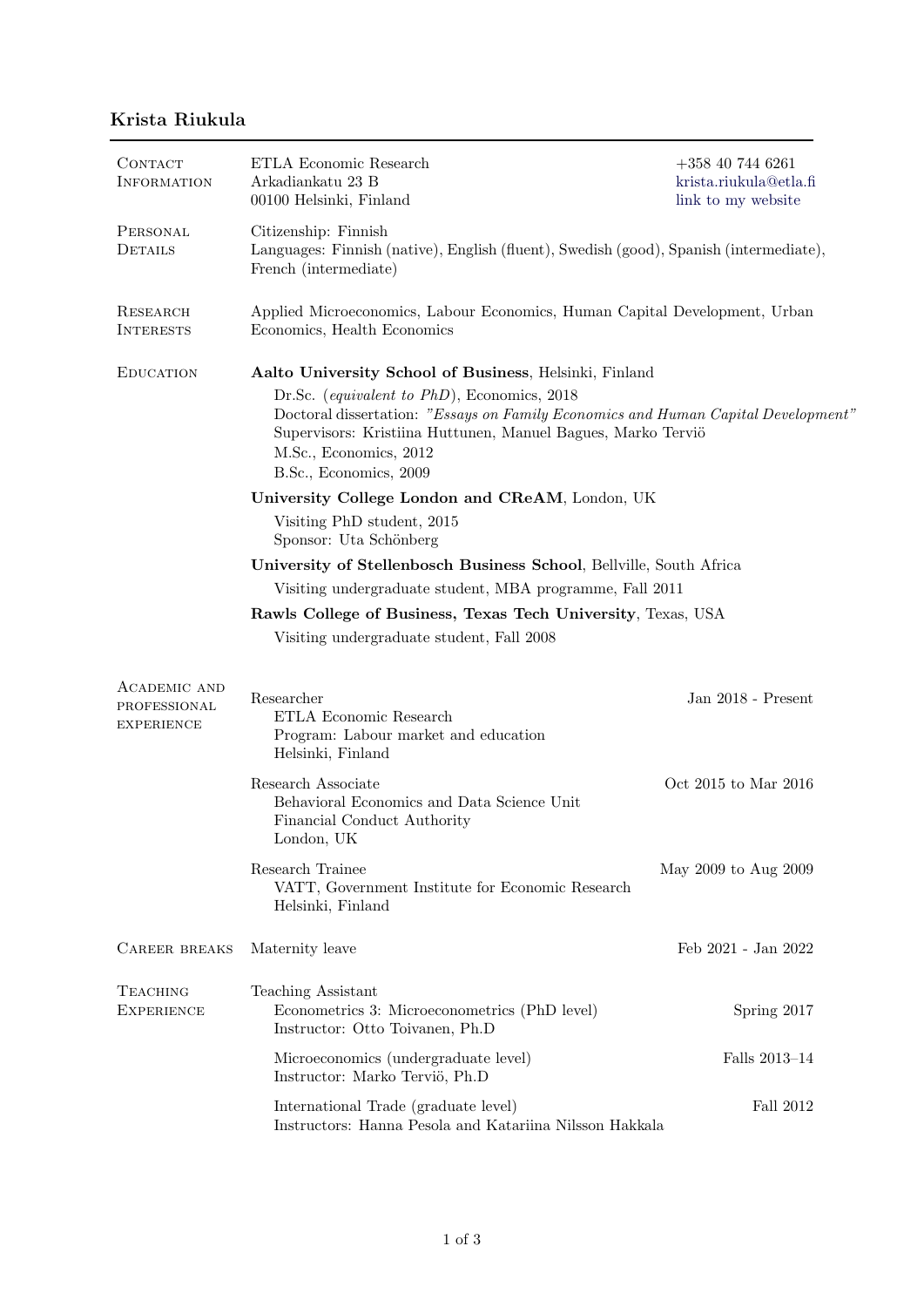# Krista Riukula

## Contact Information

ETLA Economic Research
Arkadiankatu 23 B
00100 Helsinki, Finland

+358 40 744 6261
krista.riukula@etla.fi
link to my website

## Personal Details

Citizenship: Finnish
Languages: Finnish (native), English (fluent), Swedish (good), Spanish (intermediate), French (intermediate)

## Research Interests

Applied Microeconomics, Labour Economics, Human Capital Development, Urban Economics, Health Economics

## Education

**Aalto University School of Business**, Helsinki, Finland

Dr.Sc. (*equivalent to PhD*), Economics, 2018
Doctoral dissertation: *"Essays on Family Economics and Human Capital Development"*
Supervisors: Kristiina Huttunen, Manuel Bagues, Marko Terviö
M.Sc., Economics, 2012
B.Sc., Economics, 2009

**University College London and CReAM**, London, UK

Visiting PhD student, 2015
Sponsor: Uta Schönberg

**University of Stellenbosch Business School**, Bellville, South Africa

Visiting undergraduate student, MBA programme, Fall 2011

**Rawls College of Business, Texas Tech University**, Texas, USA

Visiting undergraduate student, Fall 2008

## Academic and Professional Experience

Researcher — Jan 2018 - Present
ETLA Economic Research
Program: Labour market and education
Helsinki, Finland

Research Associate — Oct 2015 to Mar 2016
Behavioral Economics and Data Science Unit
Financial Conduct Authority
London, UK

Research Trainee — May 2009 to Aug 2009
VATT, Government Institute for Economic Research
Helsinki, Finland

## Career Breaks

Maternity leave — Feb 2021 - Jan 2022

## Teaching Experience

Teaching Assistant

Econometrics 3: Microeconometrics (PhD level) — Spring 2017
Instructor: Otto Toivanen, Ph.D

Microeconomics (undergraduate level) — Falls 2013–14
Instructor: Marko Terviö, Ph.D

International Trade (graduate level) — Fall 2012
Instructors: Hanna Pesola and Katariina Nilsson Hakkala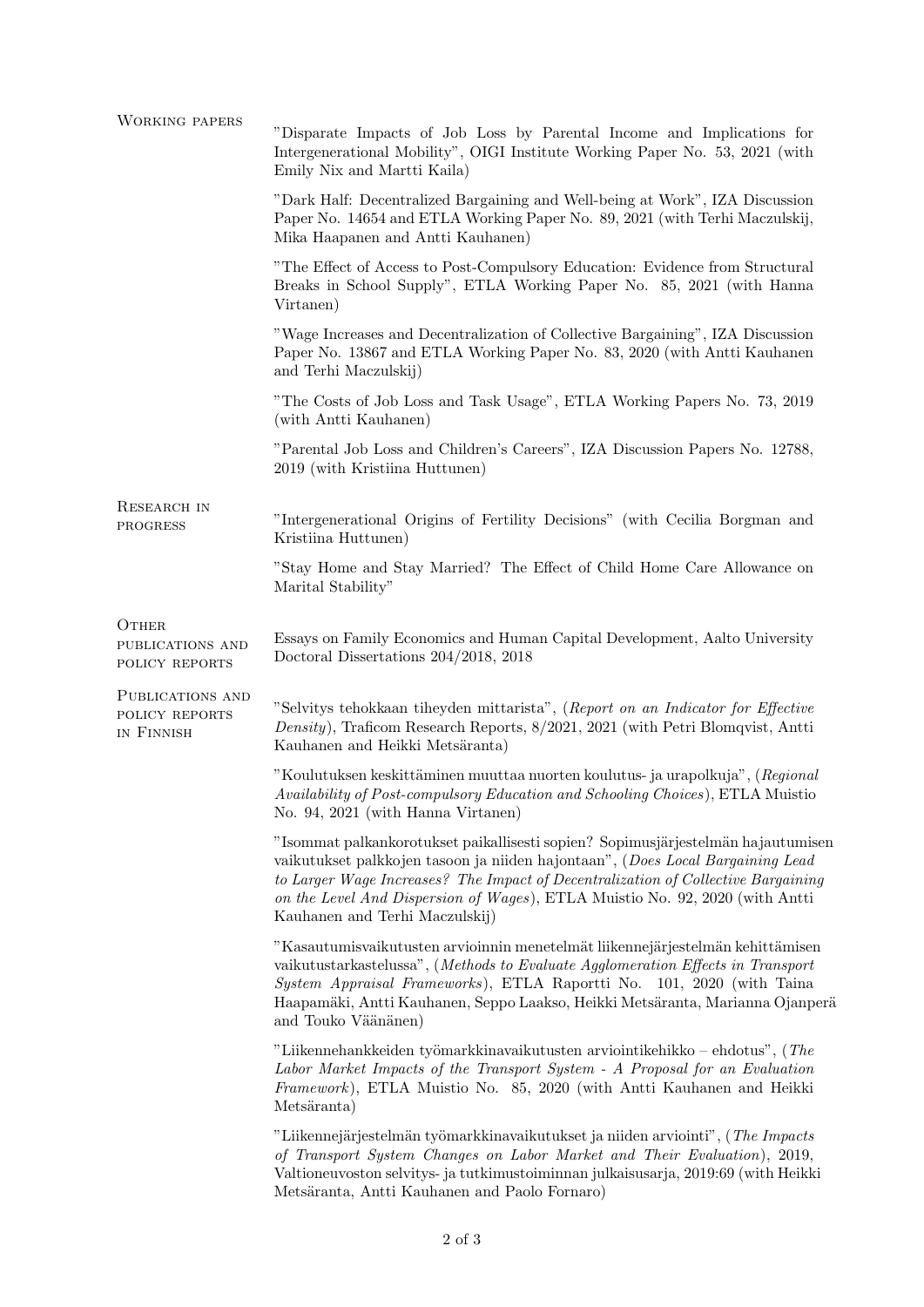## Working papers

"Disparate Impacts of Job Loss by Parental Income and Implications for Intergenerational Mobility", OIGI Institute Working Paper No. 53, 2021 (with Emily Nix and Martti Kaila)

"Dark Half: Decentralized Bargaining and Well-being at Work", IZA Discussion Paper No. 14654 and ETLA Working Paper No. 89, 2021 (with Terhi Maczulskij, Mika Haapanen and Antti Kauhanen)

"The Effect of Access to Post-Compulsory Education: Evidence from Structural Breaks in School Supply", ETLA Working Paper No. 85, 2021 (with Hanna Virtanen)

"Wage Increases and Decentralization of Collective Bargaining", IZA Discussion Paper No. 13867 and ETLA Working Paper No. 83, 2020 (with Antti Kauhanen and Terhi Maczulskij)

"The Costs of Job Loss and Task Usage", ETLA Working Papers No. 73, 2019 (with Antti Kauhanen)

"Parental Job Loss and Children's Careers", IZA Discussion Papers No. 12788, 2019 (with Kristiina Huttunen)

## Research in progress

"Intergenerational Origins of Fertility Decisions" (with Cecilia Borgman and Kristiina Huttunen)

"Stay Home and Stay Married? The Effect of Child Home Care Allowance on Marital Stability"

## Other publications and policy reports

Essays on Family Economics and Human Capital Development, Aalto University Doctoral Dissertations 204/2018, 2018

## Publications and policy reports in Finnish

"Selvitys tehokkaan tiheyden mittarista", (*Report on an Indicator for Effective Density*), Traficom Research Reports, 8/2021, 2021 (with Petri Blomqvist, Antti Kauhanen and Heikki Metsäranta)

"Koulutuksen keskittäminen muuttaa nuorten koulutus- ja urapolkuja", (*Regional Availability of Post-compulsory Education and Schooling Choices*), ETLA Muistio No. 94, 2021 (with Hanna Virtanen)

"Isommat palkankorotukset paikallisesti sopien? Sopimusjärjestelmän hajautumisen vaikutukset palkkojen tasoon ja niiden hajontaan", (*Does Local Bargaining Lead to Larger Wage Increases? The Impact of Decentralization of Collective Bargaining on the Level And Dispersion of Wages*), ETLA Muistio No. 92, 2020 (with Antti Kauhanen and Terhi Maczulskij)

"Kasautumisvaikutusten arvioinnin menetelmät liikennejärjestelmän kehittämisen vaikutustarkastelussa", (*Methods to Evaluate Agglomeration Effects in Transport System Appraisal Frameworks*), ETLA Raportti No. 101, 2020 (with Taina Haapamäki, Antti Kauhanen, Seppo Laakso, Heikki Metsäranta, Marianna Ojanperä and Touko Väänänen)

"Liikennehankkeiden työmarkkinavaikutusten arviointikehikko – ehdotus", (*The Labor Market Impacts of the Transport System - A Proposal for an Evaluation Framework*), ETLA Muistio No. 85, 2020 (with Antti Kauhanen and Heikki Metsäranta)

"Liikennejärjestelmän työmarkkinavaikutukset ja niiden arviointi", (*The Impacts of Transport System Changes on Labor Market and Their Evaluation*), 2019, Valtioneuvoston selvitys- ja tutkimustoiminnan julkaisusarja, 2019:69 (with Heikki Metsäranta, Antti Kauhanen and Paolo Fornaro)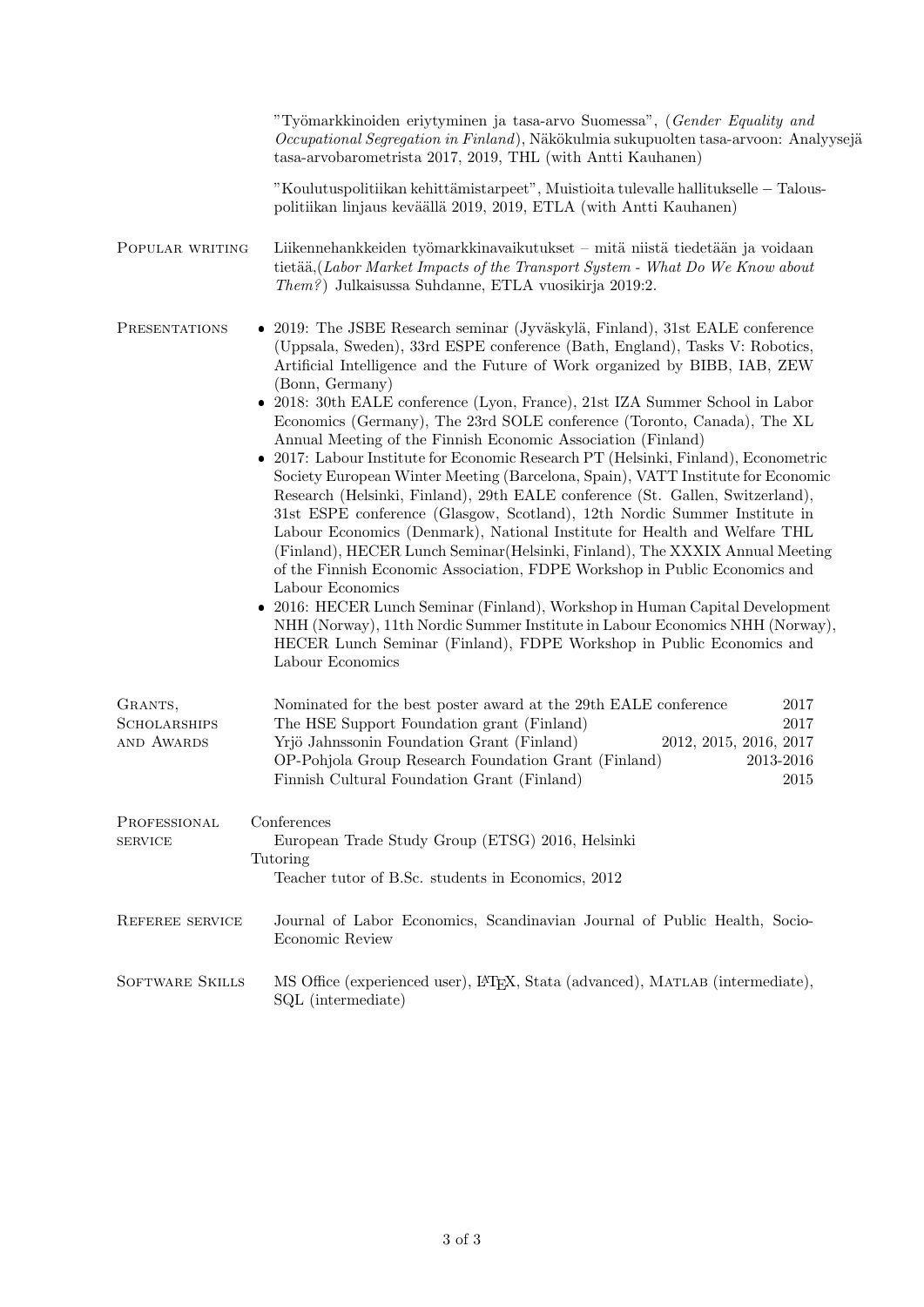"Työmarkkinoiden eriytyminen ja tasa-arvo Suomessa", (*Gender Equality and Occupational Segregation in Finland*), Näkökulmia sukupuolten tasa-arvoon: Analyysejä tasa-arvobarometrista 2017, 2019, THL (with Antti Kauhanen)

"Koulutuspolitiikan kehittämistarpeet", Muistioita tulevalle hallitukselle – Talouspolitiikan linjaus keväällä 2019, 2019, ETLA (with Antti Kauhanen)

## Popular writing

Liikennehankkeiden työmarkkinavaikutukset – mitä niistä tiedetään ja voidaan tietää,(*Labor Market Impacts of the Transport System - What Do We Know about Them?*) Julkaisussa Suhdanne, ETLA vuosikirja 2019:2.

## Presentations

- 2019: The JSBE Research seminar (Jyväskylä, Finland), 31st EALE conference (Uppsala, Sweden), 33rd ESPE conference (Bath, England), Tasks V: Robotics, Artificial Intelligence and the Future of Work organized by BIBB, IAB, ZEW (Bonn, Germany)
- 2018: 30th EALE conference (Lyon, France), 21st IZA Summer School in Labor Economics (Germany), The 23rd SOLE conference (Toronto, Canada), The XL Annual Meeting of the Finnish Economic Association (Finland)
- 2017: Labour Institute for Economic Research PT (Helsinki, Finland), Econometric Society European Winter Meeting (Barcelona, Spain), VATT Institute for Economic Research (Helsinki, Finland), 29th EALE conference (St. Gallen, Switzerland), 31st ESPE conference (Glasgow, Scotland), 12th Nordic Summer Institute in Labour Economics (Denmark), National Institute for Health and Welfare THL (Finland), HECER Lunch Seminar(Helsinki, Finland), The XXXIX Annual Meeting of the Finnish Economic Association, FDPE Workshop in Public Economics and Labour Economics
- 2016: HECER Lunch Seminar (Finland), Workshop in Human Capital Development NHH (Norway), 11th Nordic Summer Institute in Labour Economics NHH (Norway), HECER Lunch Seminar (Finland), FDPE Workshop in Public Economics and Labour Economics

## Grants, Scholarships and Awards

| | |
|---|---|
| Nominated for the best poster award at the 29th EALE conference | 2017 |
| The HSE Support Foundation grant (Finland) | 2017 |
| Yrjö Jahnssonin Foundation Grant (Finland) | 2012, 2015, 2016, 2017 |
| OP-Pohjola Group Research Foundation Grant (Finland) | 2013-2016 |
| Finnish Cultural Foundation Grant (Finland) | 2015 |

## Professional service

Conferences

European Trade Study Group (ETSG) 2016, Helsinki

Tutoring

Teacher tutor of B.Sc. students in Economics, 2012

## Referee service

Journal of Labor Economics, Scandinavian Journal of Public Health, Socio-Economic Review

## Software Skills

MS Office (experienced user), LaTeX, Stata (advanced), Matlab (intermediate), SQL (intermediate)